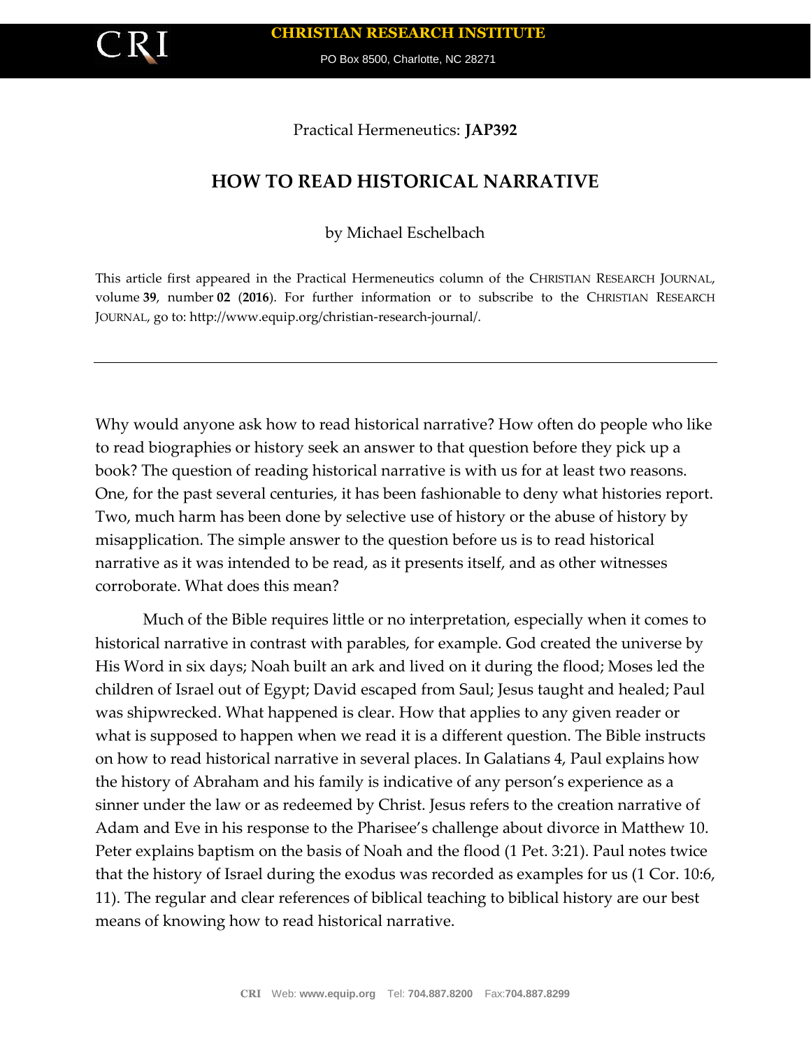Practical Hermeneutics: **JAP392**

# HOW TO READ HISTORICAL NARRATIVE

by Michael Eschelbach

This article first appeared in the Practical Hermeneutics column of the CHRISTIAN RESEARCH JOURNAL, volume **39**, number **02** (**2016**). For further information or to subscribe to the CHRISTIAN RESEARCH JOURNAL, go to: http://www.equip.org/christian-research-journal/.

---

Why would anyone ask how to read historical narrative? How often do people who like to read biographies or history seek an answer to that question before they pick up a book? The question of reading historical narrative is with us for at least two reasons. One, for the past several centuries, it has been fashionable to deny what histories report. Two, much harm has been done by selective use of history or the abuse of history by misapplication. The simple answer to the question before us is to read historical narrative as it was intended to be read, as it presents itself, and as other witnesses corroborate. What does this mean?

Much of the Bible requires little or no interpretation, especially when it comes to historical narrative in contrast with parables, for example. God created the universe by His Word in six days; Noah built an ark and lived on it during the flood; Moses led the children of Israel out of Egypt; David escaped from Saul; Jesus taught and healed; Paul was shipwrecked. What happened is clear. How that applies to any given reader or what is supposed to happen when we read it is a different question. The Bible instructs on how to read historical narrative in several places. In Galatians 4, Paul explains how the history of Abraham and his family is indicative of any person's experience as a sinner under the law or as redeemed by Christ. Jesus refers to the creation narrative of Adam and Eve in his response to the Pharisee's challenge about divorce in Matthew 10. Peter explains baptism on the basis of Noah and the flood (1 Pet. 3:21). Paul notes twice that the history of Israel during the exodus was recorded as examples for us (1 Cor. 10:6, 11). The regular and clear references of biblical teaching to biblical history are our best means of knowing how to read historical narrative.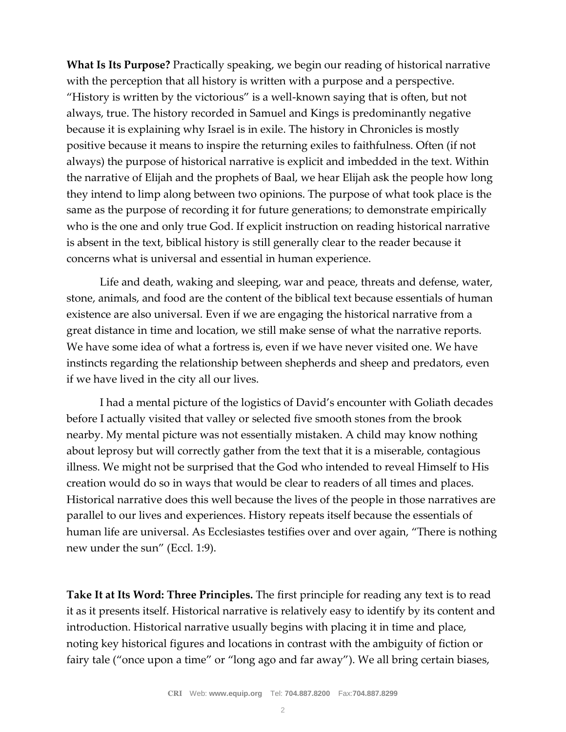**What Is Its Purpose?** Practically speaking, we begin our reading of historical narrative with the perception that all history is written with a purpose and a perspective. "History is written by the victorious" is a well-known saying that is often, but not always, true. The history recorded in Samuel and Kings is predominantly negative because it is explaining why Israel is in exile. The history in Chronicles is mostly positive because it means to inspire the returning exiles to faithfulness. Often (if not always) the purpose of historical narrative is explicit and imbedded in the text. Within the narrative of Elijah and the prophets of Baal, we hear Elijah ask the people how long they intend to limp along between two opinions. The purpose of what took place is the same as the purpose of recording it for future generations; to demonstrate empirically who is the one and only true God. If explicit instruction on reading historical narrative is absent in the text, biblical history is still generally clear to the reader because it concerns what is universal and essential in human experience.

Life and death, waking and sleeping, war and peace, threats and defense, water, stone, animals, and food are the content of the biblical text because essentials of human existence are also universal. Even if we are engaging the historical narrative from a great distance in time and location, we still make sense of what the narrative reports. We have some idea of what a fortress is, even if we have never visited one. We have instincts regarding the relationship between shepherds and sheep and predators, even if we have lived in the city all our lives.

I had a mental picture of the logistics of David's encounter with Goliath decades before I actually visited that valley or selected five smooth stones from the brook nearby. My mental picture was not essentially mistaken. A child may know nothing about leprosy but will correctly gather from the text that it is a miserable, contagious illness. We might not be surprised that the God who intended to reveal Himself to His creation would do so in ways that would be clear to readers of all times and places. Historical narrative does this well because the lives of the people in those narratives are parallel to our lives and experiences. History repeats itself because the essentials of human life are universal. As Ecclesiastes testifies over and over again, "There is nothing new under the sun" (Eccl. 1:9).

**Take It at Its Word: Three Principles.** The first principle for reading any text is to read it as it presents itself. Historical narrative is relatively easy to identify by its content and introduction. Historical narrative usually begins with placing it in time and place, noting key historical figures and locations in contrast with the ambiguity of fiction or fairy tale ("once upon a time" or "long ago and far away"). We all bring certain biases,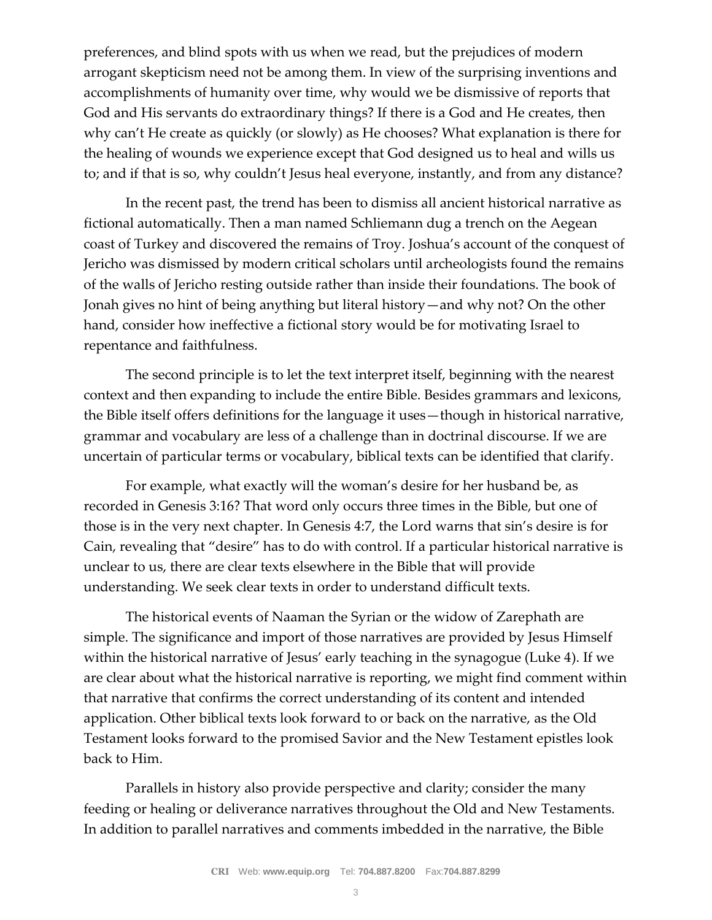preferences, and blind spots with us when we read, but the prejudices of modern arrogant skepticism need not be among them. In view of the surprising inventions and accomplishments of humanity over time, why would we be dismissive of reports that God and His servants do extraordinary things? If there is a God and He creates, then why can't He create as quickly (or slowly) as He chooses? What explanation is there for the healing of wounds we experience except that God designed us to heal and wills us to; and if that is so, why couldn't Jesus heal everyone, instantly, and from any distance?

In the recent past, the trend has been to dismiss all ancient historical narrative as fictional automatically. Then a man named Schliemann dug a trench on the Aegean coast of Turkey and discovered the remains of Troy. Joshua's account of the conquest of Jericho was dismissed by modern critical scholars until archeologists found the remains of the walls of Jericho resting outside rather than inside their foundations. The book of Jonah gives no hint of being anything but literal history—and why not? On the other hand, consider how ineffective a fictional story would be for motivating Israel to repentance and faithfulness.

The second principle is to let the text interpret itself, beginning with the nearest context and then expanding to include the entire Bible. Besides grammars and lexicons, the Bible itself offers definitions for the language it uses—though in historical narrative, grammar and vocabulary are less of a challenge than in doctrinal discourse. If we are uncertain of particular terms or vocabulary, biblical texts can be identified that clarify.

For example, what exactly will the woman's desire for her husband be, as recorded in Genesis 3:16? That word only occurs three times in the Bible, but one of those is in the very next chapter. In Genesis 4:7, the Lord warns that sin's desire is for Cain, revealing that "desire" has to do with control. If a particular historical narrative is unclear to us, there are clear texts elsewhere in the Bible that will provide understanding. We seek clear texts in order to understand difficult texts.

The historical events of Naaman the Syrian or the widow of Zarephath are simple. The significance and import of those narratives are provided by Jesus Himself within the historical narrative of Jesus' early teaching in the synagogue (Luke 4). If we are clear about what the historical narrative is reporting, we might find comment within that narrative that confirms the correct understanding of its content and intended application. Other biblical texts look forward to or back on the narrative, as the Old Testament looks forward to the promised Savior and the New Testament epistles look back to Him.

Parallels in history also provide perspective and clarity; consider the many feeding or healing or deliverance narratives throughout the Old and New Testaments. In addition to parallel narratives and comments imbedded in the narrative, the Bible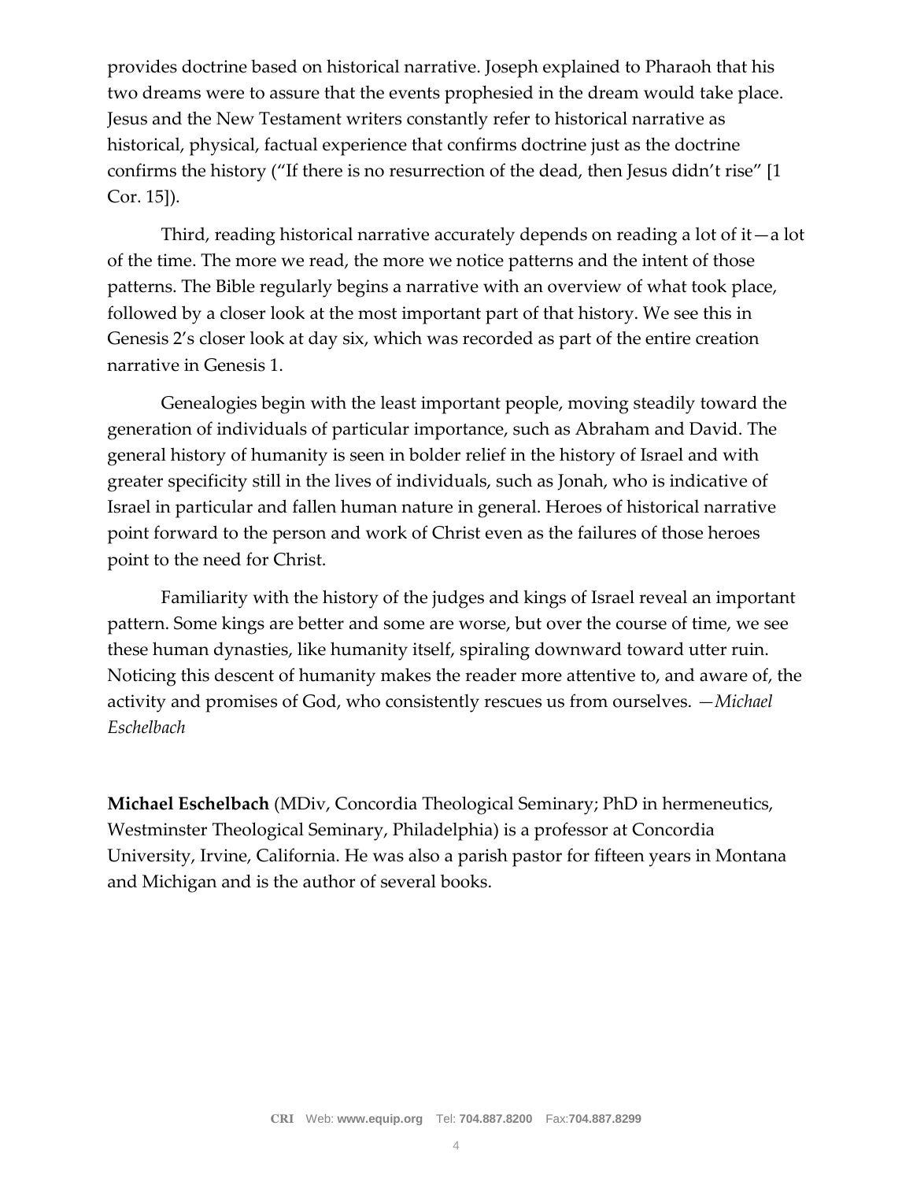provides doctrine based on historical narrative. Joseph explained to Pharaoh that his two dreams were to assure that the events prophesied in the dream would take place. Jesus and the New Testament writers constantly refer to historical narrative as historical, physical, factual experience that confirms doctrine just as the doctrine confirms the history ("If there is no resurrection of the dead, then Jesus didn't rise" [1 Cor. 15]).

Third, reading historical narrative accurately depends on reading a lot of it—a lot of the time. The more we read, the more we notice patterns and the intent of those patterns. The Bible regularly begins a narrative with an overview of what took place, followed by a closer look at the most important part of that history. We see this in Genesis 2's closer look at day six, which was recorded as part of the entire creation narrative in Genesis 1.

Genealogies begin with the least important people, moving steadily toward the generation of individuals of particular importance, such as Abraham and David. The general history of humanity is seen in bolder relief in the history of Israel and with greater specificity still in the lives of individuals, such as Jonah, who is indicative of Israel in particular and fallen human nature in general. Heroes of historical narrative point forward to the person and work of Christ even as the failures of those heroes point to the need for Christ.

Familiarity with the history of the judges and kings of Israel reveal an important pattern. Some kings are better and some are worse, but over the course of time, we see these human dynasties, like humanity itself, spiraling downward toward utter ruin. Noticing this descent of humanity makes the reader more attentive to, and aware of, the activity and promises of God, who consistently rescues us from ourselves. —*Michael Eschelbach*

**Michael Eschelbach** (MDiv, Concordia Theological Seminary; PhD in hermeneutics, Westminster Theological Seminary, Philadelphia) is a professor at Concordia University, Irvine, California. He was also a parish pastor for fifteen years in Montana and Michigan and is the author of several books.